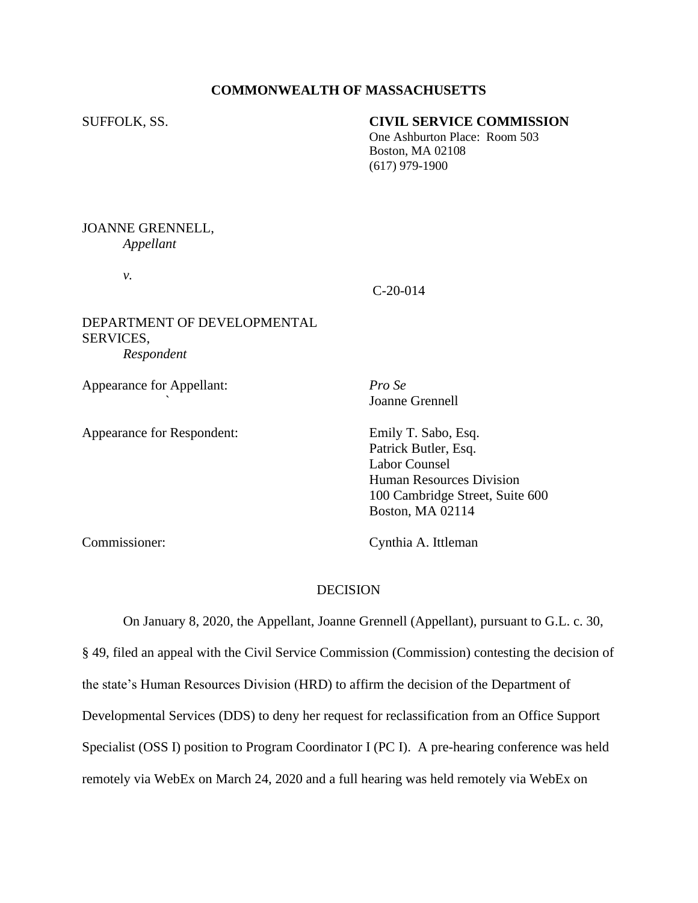**COMMONWEALTH OF MASSACHUSETTS**

SUFFOLK, SS.

**CIVIL SERVICE COMMISSION**
One Ashburton Place: Room 503
Boston, MA 02108
(617) 979-1900

JOANNE GRENNELL,
*Appellant*

*v.*

C-20-014

DEPARTMENT OF DEVELOPMENTAL SERVICES,
*Respondent*

Appearance for Appellant: *Pro Se*
Joanne Grennell

Appearance for Respondent: Emily T. Sabo, Esq.
Patrick Butler, Esq.
Labor Counsel
Human Resources Division
100 Cambridge Street, Suite 600
Boston, MA 02114

Commissioner: Cynthia A. Ittleman

DECISION

On January 8, 2020, the Appellant, Joanne Grennell (Appellant), pursuant to G.L. c. 30, § 49, filed an appeal with the Civil Service Commission (Commission) contesting the decision of the state's Human Resources Division (HRD) to affirm the decision of the Department of Developmental Services (DDS) to deny her request for reclassification from an Office Support Specialist (OSS I) position to Program Coordinator I (PC I). A pre-hearing conference was held remotely via WebEx on March 24, 2020 and a full hearing was held remotely via WebEx on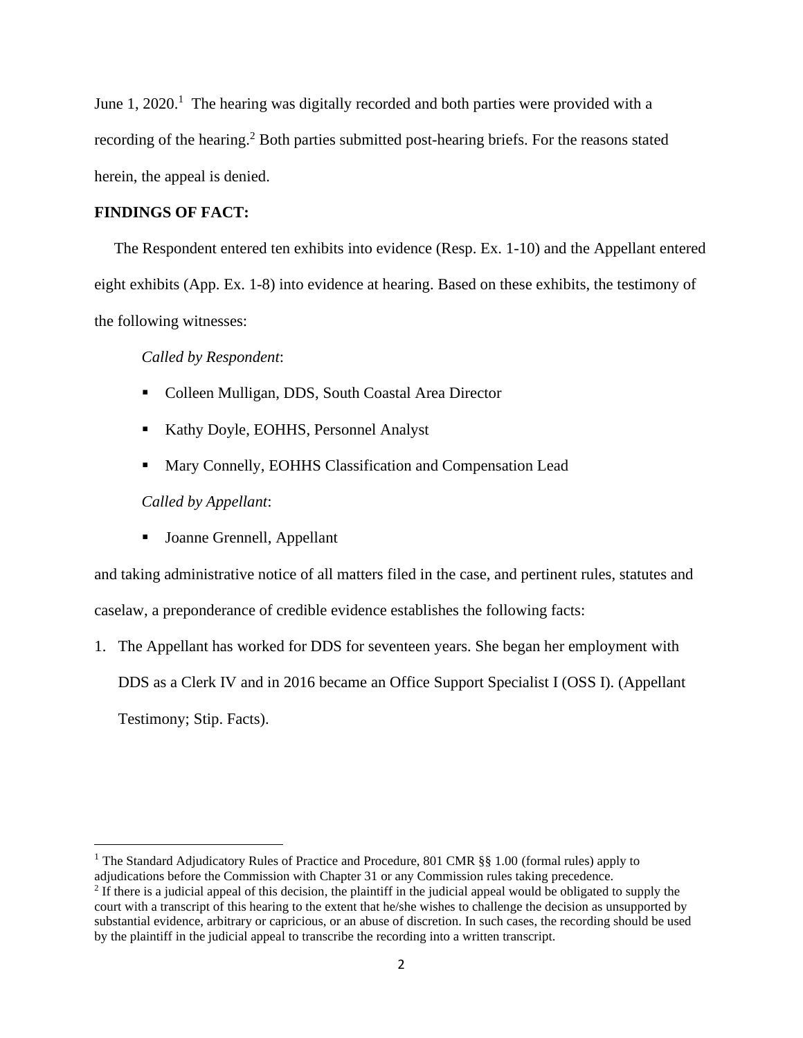June 1, 2020.[1] The hearing was digitally recorded and both parties were provided with a recording of the hearing.[2] Both parties submitted post-hearing briefs. For the reasons stated herein, the appeal is denied.

**FINDINGS OF FACT:**

The Respondent entered ten exhibits into evidence (Resp. Ex. 1-10) and the Appellant entered eight exhibits (App. Ex. 1-8) into evidence at hearing. Based on these exhibits, the testimony of the following witnesses:

*Called by Respondent*:

- Colleen Mulligan, DDS, South Coastal Area Director
- Kathy Doyle, EOHHS, Personnel Analyst
- Mary Connelly, EOHHS Classification and Compensation Lead

*Called by Appellant*:

- Joanne Grennell, Appellant

and taking administrative notice of all matters filed in the case, and pertinent rules, statutes and caselaw, a preponderance of credible evidence establishes the following facts:

1. The Appellant has worked for DDS for seventeen years. She began her employment with DDS as a Clerk IV and in 2016 became an Office Support Specialist I (OSS I). (Appellant Testimony; Stip. Facts).

[1] The Standard Adjudicatory Rules of Practice and Procedure, 801 CMR §§ 1.00 (formal rules) apply to adjudications before the Commission with Chapter 31 or any Commission rules taking precedence.

[2] If there is a judicial appeal of this decision, the plaintiff in the judicial appeal would be obligated to supply the court with a transcript of this hearing to the extent that he/she wishes to challenge the decision as unsupported by substantial evidence, arbitrary or capricious, or an abuse of discretion. In such cases, the recording should be used by the plaintiff in the judicial appeal to transcribe the recording into a written transcript.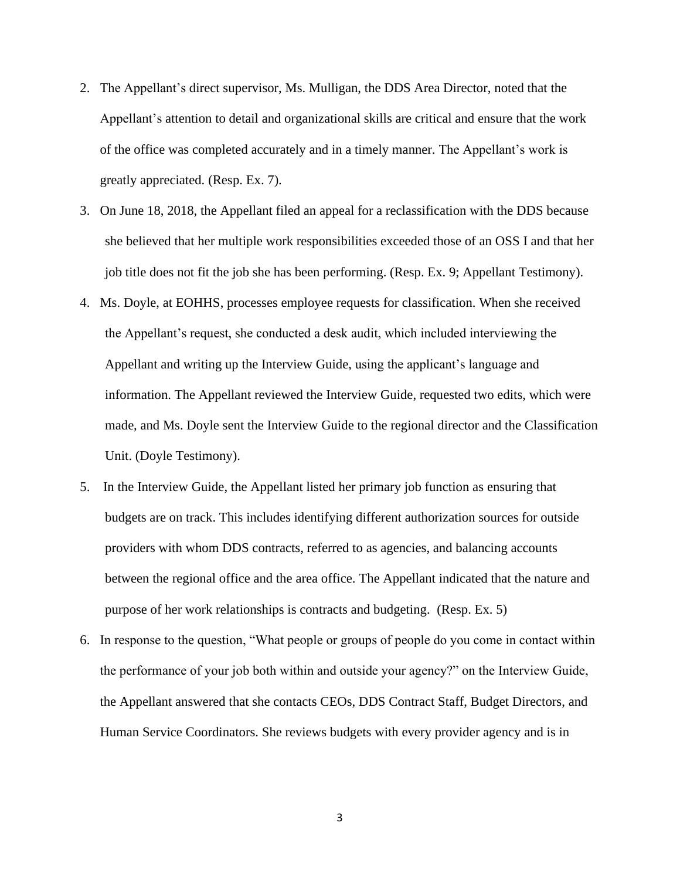2. The Appellant's direct supervisor, Ms. Mulligan, the DDS Area Director, noted that the Appellant's attention to detail and organizational skills are critical and ensure that the work of the office was completed accurately and in a timely manner. The Appellant's work is greatly appreciated. (Resp. Ex. 7).

3. On June 18, 2018, the Appellant filed an appeal for a reclassification with the DDS because she believed that her multiple work responsibilities exceeded those of an OSS I and that her job title does not fit the job she has been performing. (Resp. Ex. 9; Appellant Testimony).

4. Ms. Doyle, at EOHHS, processes employee requests for classification. When she received the Appellant's request, she conducted a desk audit, which included interviewing the Appellant and writing up the Interview Guide, using the applicant's language and information. The Appellant reviewed the Interview Guide, requested two edits, which were made, and Ms. Doyle sent the Interview Guide to the regional director and the Classification Unit. (Doyle Testimony).

5. In the Interview Guide, the Appellant listed her primary job function as ensuring that budgets are on track. This includes identifying different authorization sources for outside providers with whom DDS contracts, referred to as agencies, and balancing accounts between the regional office and the area office. The Appellant indicated that the nature and purpose of her work relationships is contracts and budgeting. (Resp. Ex. 5)

6. In response to the question, "What people or groups of people do you come in contact within the performance of your job both within and outside your agency?" on the Interview Guide, the Appellant answered that she contacts CEOs, DDS Contract Staff, Budget Directors, and Human Service Coordinators. She reviews budgets with every provider agency and is in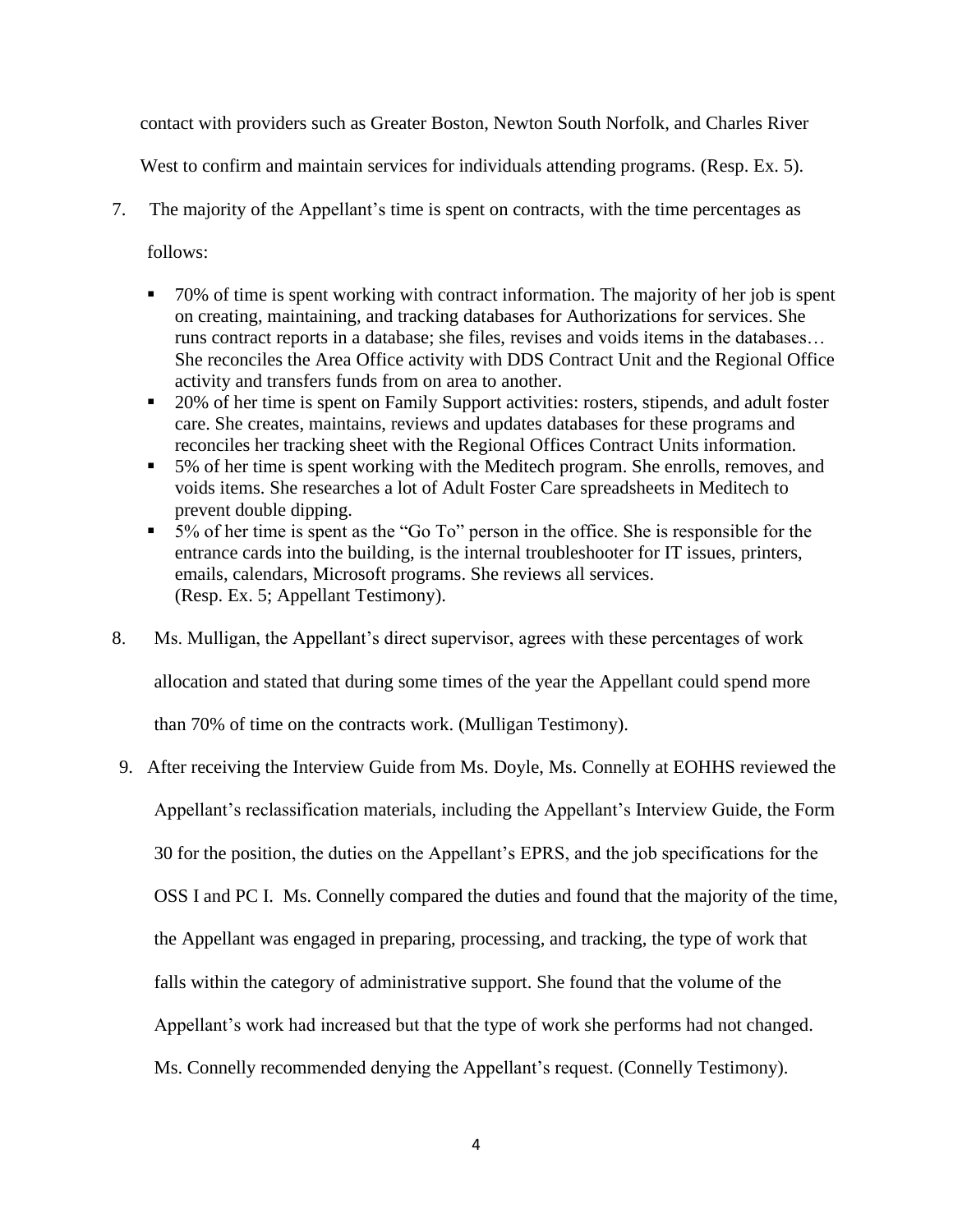contact with providers such as Greater Boston, Newton South Norfolk, and Charles River West to confirm and maintain services for individuals attending programs. (Resp. Ex. 5).

7. The majority of the Appellant's time is spent on contracts, with the time percentages as follows:

   - 70% of time is spent working with contract information. The majority of her job is spent on creating, maintaining, and tracking databases for Authorizations for services. She runs contract reports in a database; she files, revises and voids items in the databases… She reconciles the Area Office activity with DDS Contract Unit and the Regional Office activity and transfers funds from on area to another.
   - 20% of her time is spent on Family Support activities: rosters, stipends, and adult foster care. She creates, maintains, reviews and updates databases for these programs and reconciles her tracking sheet with the Regional Offices Contract Units information.
   - 5% of her time is spent working with the Meditech program. She enrolls, removes, and voids items. She researches a lot of Adult Foster Care spreadsheets in Meditech to prevent double dipping.
   - 5% of her time is spent as the "Go To" person in the office. She is responsible for the entrance cards into the building, is the internal troubleshooter for IT issues, printers, emails, calendars, Microsoft programs. She reviews all services. (Resp. Ex. 5; Appellant Testimony).

8. Ms. Mulligan, the Appellant's direct supervisor, agrees with these percentages of work allocation and stated that during some times of the year the Appellant could spend more than 70% of time on the contracts work. (Mulligan Testimony).

9. After receiving the Interview Guide from Ms. Doyle, Ms. Connelly at EOHHS reviewed the Appellant's reclassification materials, including the Appellant's Interview Guide, the Form 30 for the position, the duties on the Appellant's EPRS, and the job specifications for the OSS I and PC I. Ms. Connelly compared the duties and found that the majority of the time, the Appellant was engaged in preparing, processing, and tracking, the type of work that falls within the category of administrative support. She found that the volume of the Appellant's work had increased but that the type of work she performs had not changed. Ms. Connelly recommended denying the Appellant's request. (Connelly Testimony).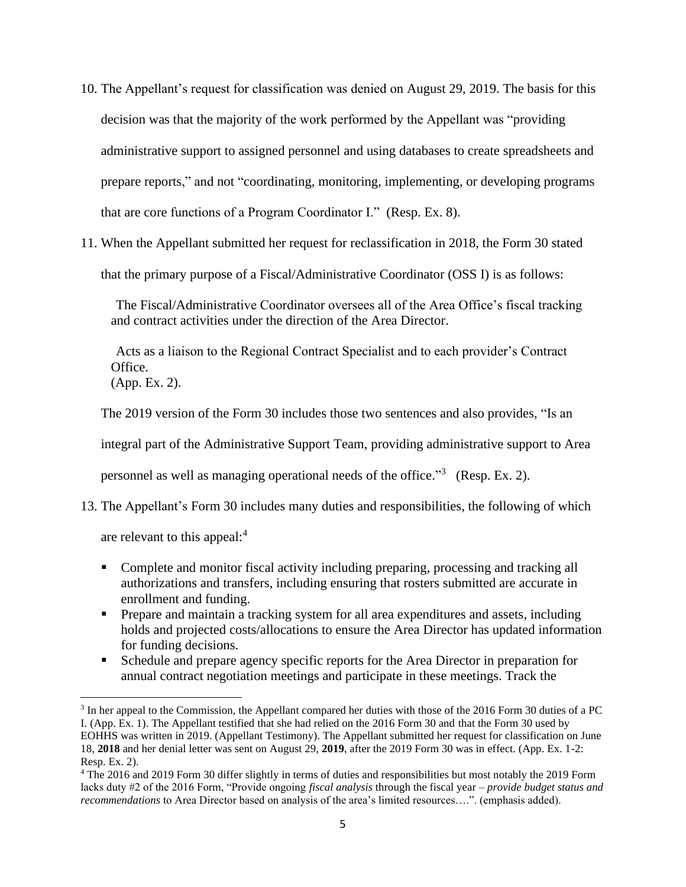10. The Appellant's request for classification was denied on August 29, 2019. The basis for this decision was that the majority of the work performed by the Appellant was "providing administrative support to assigned personnel and using databases to create spreadsheets and prepare reports," and not "coordinating, monitoring, implementing, or developing programs that are core functions of a Program Coordinator I." (Resp. Ex. 8).

11. When the Appellant submitted her request for reclassification in 2018, the Form 30 stated that the primary purpose of a Fiscal/Administrative Coordinator (OSS I) is as follows:

> The Fiscal/Administrative Coordinator oversees all of the Area Office's fiscal tracking and contract activities under the direction of the Area Director.
>
> Acts as a liaison to the Regional Contract Specialist and to each provider's Contract Office.
> (App. Ex. 2).

The 2019 version of the Form 30 includes those two sentences and also provides, "Is an integral part of the Administrative Support Team, providing administrative support to Area personnel as well as managing operational needs of the office."[3] (Resp. Ex. 2).

13. The Appellant's Form 30 includes many duties and responsibilities, the following of which are relevant to this appeal:[4]

- Complete and monitor fiscal activity including preparing, processing and tracking all authorizations and transfers, including ensuring that rosters submitted are accurate in enrollment and funding.
- Prepare and maintain a tracking system for all area expenditures and assets, including holds and projected costs/allocations to ensure the Area Director has updated information for funding decisions.
- Schedule and prepare agency specific reports for the Area Director in preparation for annual contract negotiation meetings and participate in these meetings. Track the

---

[3] In her appeal to the Commission, the Appellant compared her duties with those of the 2016 Form 30 duties of a PC I. (App. Ex. 1). The Appellant testified that she had relied on the 2016 Form 30 and that the Form 30 used by EOHHS was written in 2019. (Appellant Testimony). The Appellant submitted her request for classification on June 18, **2018** and her denial letter was sent on August 29, **2019**, after the 2019 Form 30 was in effect. (App. Ex. 1-2: Resp. Ex. 2).

[4] The 2016 and 2019 Form 30 differ slightly in terms of duties and responsibilities but most notably the 2019 Form lacks duty #2 of the 2016 Form, "Provide ongoing *fiscal analysis* through the fiscal year – *provide budget status and recommendations* to Area Director based on analysis of the area's limited resources….". (emphasis added).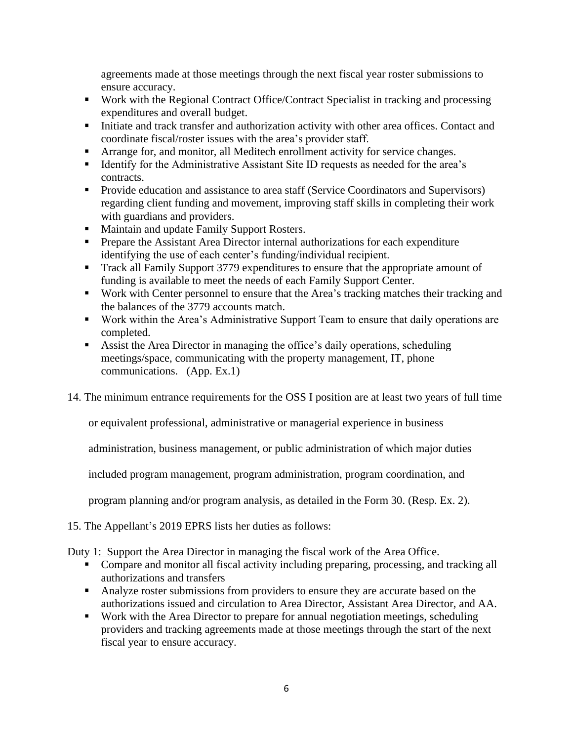agreements made at those meetings through the next fiscal year roster submissions to ensure accuracy.

- Work with the Regional Contract Office/Contract Specialist in tracking and processing expenditures and overall budget.
- Initiate and track transfer and authorization activity with other area offices. Contact and coordinate fiscal/roster issues with the area's provider staff.
- Arrange for, and monitor, all Meditech enrollment activity for service changes.
- Identify for the Administrative Assistant Site ID requests as needed for the area's contracts.
- Provide education and assistance to area staff (Service Coordinators and Supervisors) regarding client funding and movement, improving staff skills in completing their work with guardians and providers.
- Maintain and update Family Support Rosters.
- Prepare the Assistant Area Director internal authorizations for each expenditure identifying the use of each center's funding/individual recipient.
- Track all Family Support 3779 expenditures to ensure that the appropriate amount of funding is available to meet the needs of each Family Support Center.
- Work with Center personnel to ensure that the Area's tracking matches their tracking and the balances of the 3779 accounts match.
- Work within the Area's Administrative Support Team to ensure that daily operations are completed.
- Assist the Area Director in managing the office's daily operations, scheduling meetings/space, communicating with the property management, IT, phone communications. (App. Ex.1)

14. The minimum entrance requirements for the OSS I position are at least two years of full time or equivalent professional, administrative or managerial experience in business administration, business management, or public administration of which major duties included program management, program administration, program coordination, and program planning and/or program analysis, as detailed in the Form 30. (Resp. Ex. 2).

15. The Appellant's 2019 EPRS lists her duties as follows:

Duty 1: Support the Area Director in managing the fiscal work of the Area Office.

- Compare and monitor all fiscal activity including preparing, processing, and tracking all authorizations and transfers
- Analyze roster submissions from providers to ensure they are accurate based on the authorizations issued and circulation to Area Director, Assistant Area Director, and AA.
- Work with the Area Director to prepare for annual negotiation meetings, scheduling providers and tracking agreements made at those meetings through the start of the next fiscal year to ensure accuracy.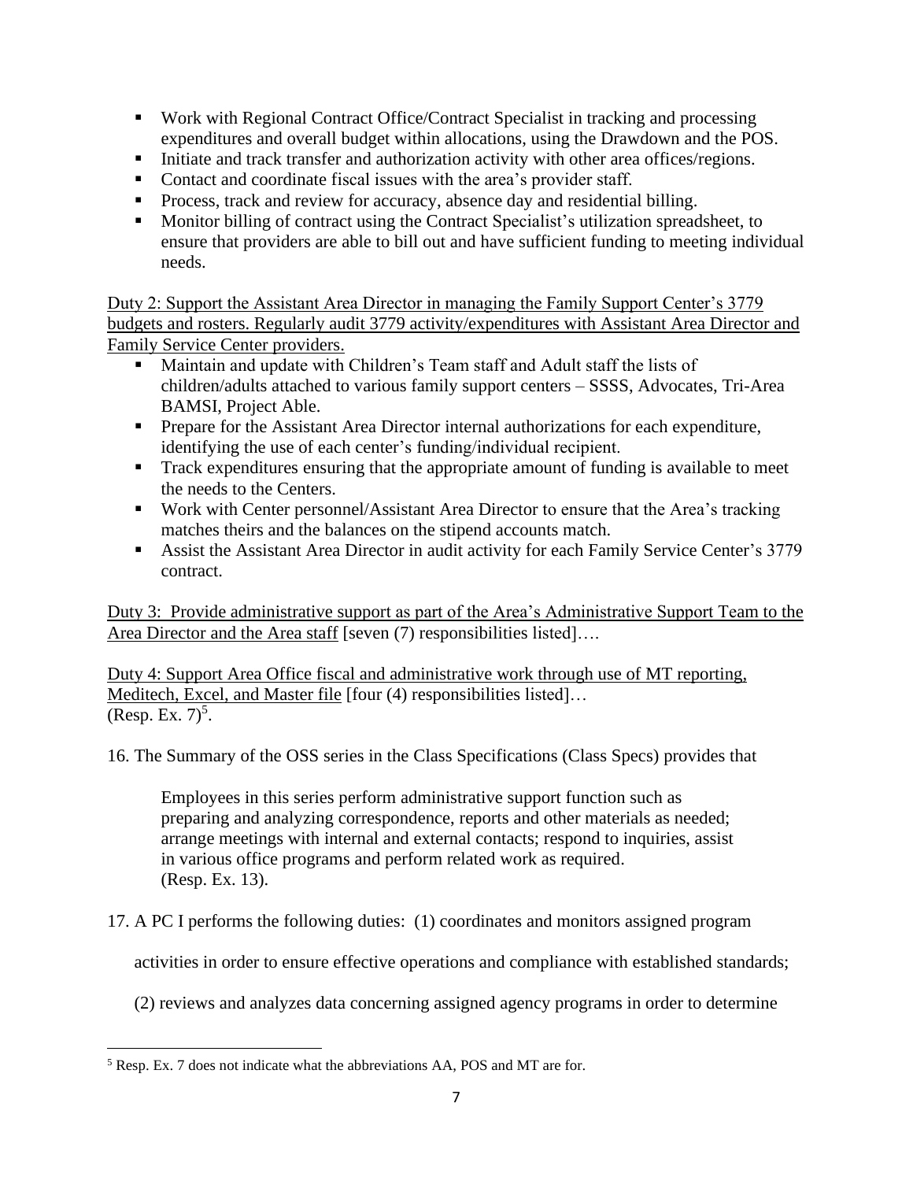- Work with Regional Contract Office/Contract Specialist in tracking and processing expenditures and overall budget within allocations, using the Drawdown and the POS.
- Initiate and track transfer and authorization activity with other area offices/regions.
- Contact and coordinate fiscal issues with the area's provider staff.
- Process, track and review for accuracy, absence day and residential billing.
- Monitor billing of contract using the Contract Specialist's utilization spreadsheet, to ensure that providers are able to bill out and have sufficient funding to meeting individual needs.

<u>Duty 2: Support the Assistant Area Director in managing the Family Support Center's 3779 budgets and rosters. Regularly audit 3779 activity/expenditures with Assistant Area Director and Family Service Center providers.</u>

- Maintain and update with Children's Team staff and Adult staff the lists of children/adults attached to various family support centers – SSSS, Advocates, Tri-Area BAMSI, Project Able.
- Prepare for the Assistant Area Director internal authorizations for each expenditure, identifying the use of each center's funding/individual recipient.
- Track expenditures ensuring that the appropriate amount of funding is available to meet the needs to the Centers.
- Work with Center personnel/Assistant Area Director to ensure that the Area's tracking matches theirs and the balances on the stipend accounts match.
- Assist the Assistant Area Director in audit activity for each Family Service Center's 3779 contract.

<u>Duty 3: Provide administrative support as part of the Area's Administrative Support Team to the Area Director and the Area staff</u> [seven (7) responsibilities listed]….

<u>Duty 4: Support Area Office fiscal and administrative work through use of MT reporting, Meditech, Excel, and Master file</u> [four (4) responsibilities listed]…
(Resp. Ex. 7)[5].

16. The Summary of the OSS series in the Class Specifications (Class Specs) provides that

> Employees in this series perform administrative support function such as preparing and analyzing correspondence, reports and other materials as needed; arrange meetings with internal and external contacts; respond to inquiries, assist in various office programs and perform related work as required.
> (Resp. Ex. 13).

17. A PC I performs the following duties: (1) coordinates and monitors assigned program activities in order to ensure effective operations and compliance with established standards; (2) reviews and analyzes data concerning assigned agency programs in order to determine

---

[5] Resp. Ex. 7 does not indicate what the abbreviations AA, POS and MT are for.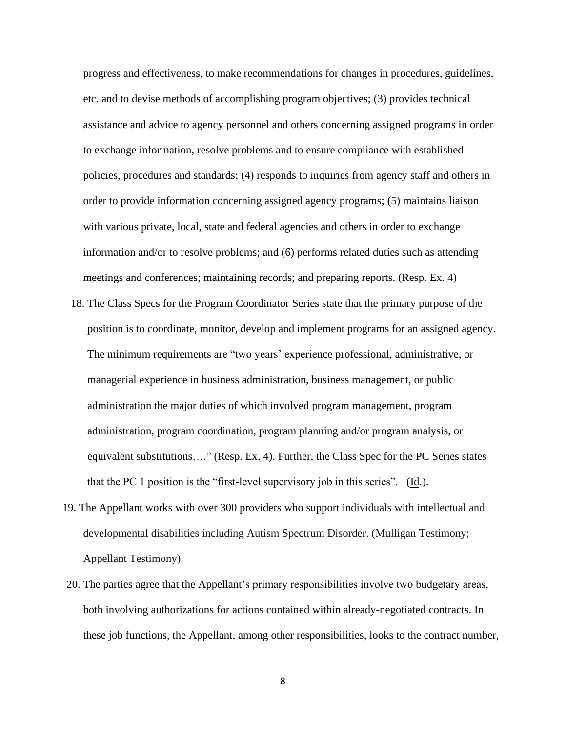progress and effectiveness, to make recommendations for changes in procedures, guidelines, etc. and to devise methods of accomplishing program objectives; (3) provides technical assistance and advice to agency personnel and others concerning assigned programs in order to exchange information, resolve problems and to ensure compliance with established policies, procedures and standards; (4) responds to inquiries from agency staff and others in order to provide information concerning assigned agency programs; (5) maintains liaison with various private, local, state and federal agencies and others in order to exchange information and/or to resolve problems; and (6) performs related duties such as attending meetings and conferences; maintaining records; and preparing reports. (Resp. Ex. 4)

18. The Class Specs for the Program Coordinator Series state that the primary purpose of the position is to coordinate, monitor, develop and implement programs for an assigned agency. The minimum requirements are "two years' experience professional, administrative, or managerial experience in business administration, business management, or public administration the major duties of which involved program management, program administration, program coordination, program planning and/or program analysis, or equivalent substitutions…." (Resp. Ex. 4). Further, the Class Spec for the PC Series states that the PC 1 position is the "first-level supervisory job in this series". (Id.).

19. The Appellant works with over 300 providers who support individuals with intellectual and developmental disabilities including Autism Spectrum Disorder. (Mulligan Testimony; Appellant Testimony).

20. The parties agree that the Appellant's primary responsibilities involve two budgetary areas, both involving authorizations for actions contained within already-negotiated contracts. In these job functions, the Appellant, among other responsibilities, looks to the contract number,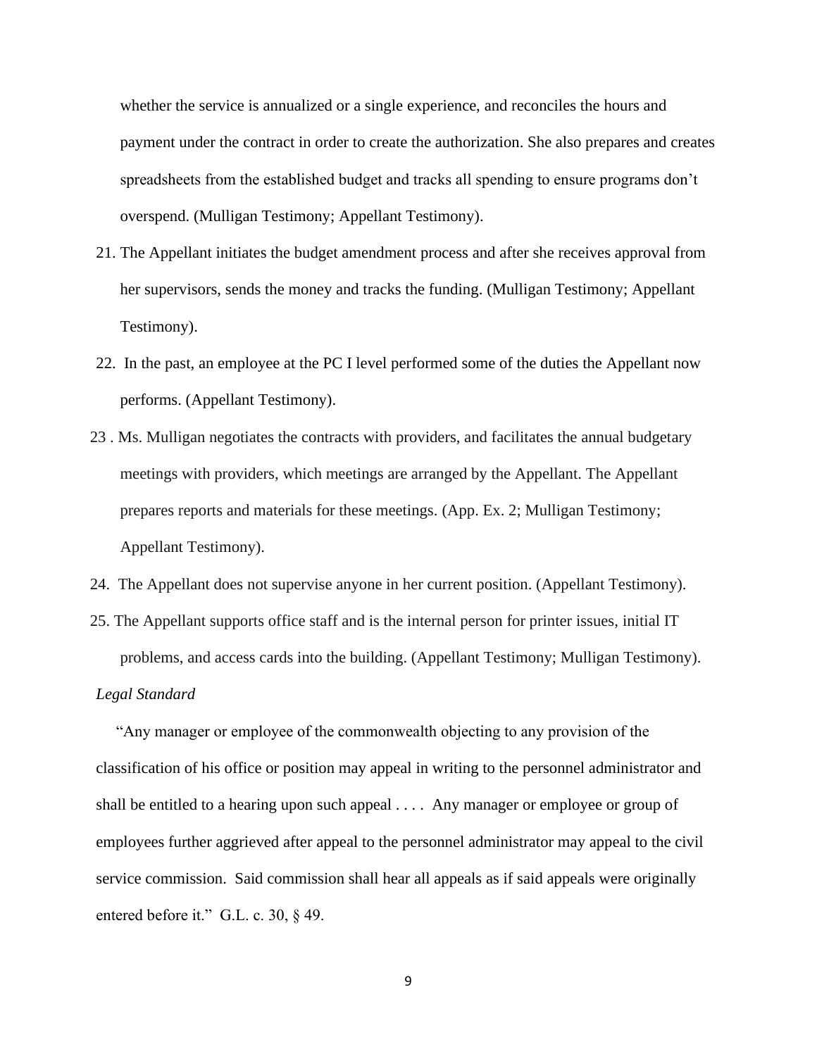whether the service is annualized or a single experience, and reconciles the hours and payment under the contract in order to create the authorization. She also prepares and creates spreadsheets from the established budget and tracks all spending to ensure programs don't overspend. (Mulligan Testimony; Appellant Testimony).

21. The Appellant initiates the budget amendment process and after she receives approval from her supervisors, sends the money and tracks the funding. (Mulligan Testimony; Appellant Testimony).
22. In the past, an employee at the PC I level performed some of the duties the Appellant now performs. (Appellant Testimony).
23. Ms. Mulligan negotiates the contracts with providers, and facilitates the annual budgetary meetings with providers, which meetings are arranged by the Appellant. The Appellant prepares reports and materials for these meetings. (App. Ex. 2; Mulligan Testimony; Appellant Testimony).
24. The Appellant does not supervise anyone in her current position. (Appellant Testimony).
25. The Appellant supports office staff and is the internal person for printer issues, initial IT problems, and access cards into the building. (Appellant Testimony; Mulligan Testimony).

*Legal Standard*

"Any manager or employee of the commonwealth objecting to any provision of the classification of his office or position may appeal in writing to the personnel administrator and shall be entitled to a hearing upon such appeal . . . . Any manager or employee or group of employees further aggrieved after appeal to the personnel administrator may appeal to the civil service commission. Said commission shall hear all appeals as if said appeals were originally entered before it." G.L. c. 30, § 49.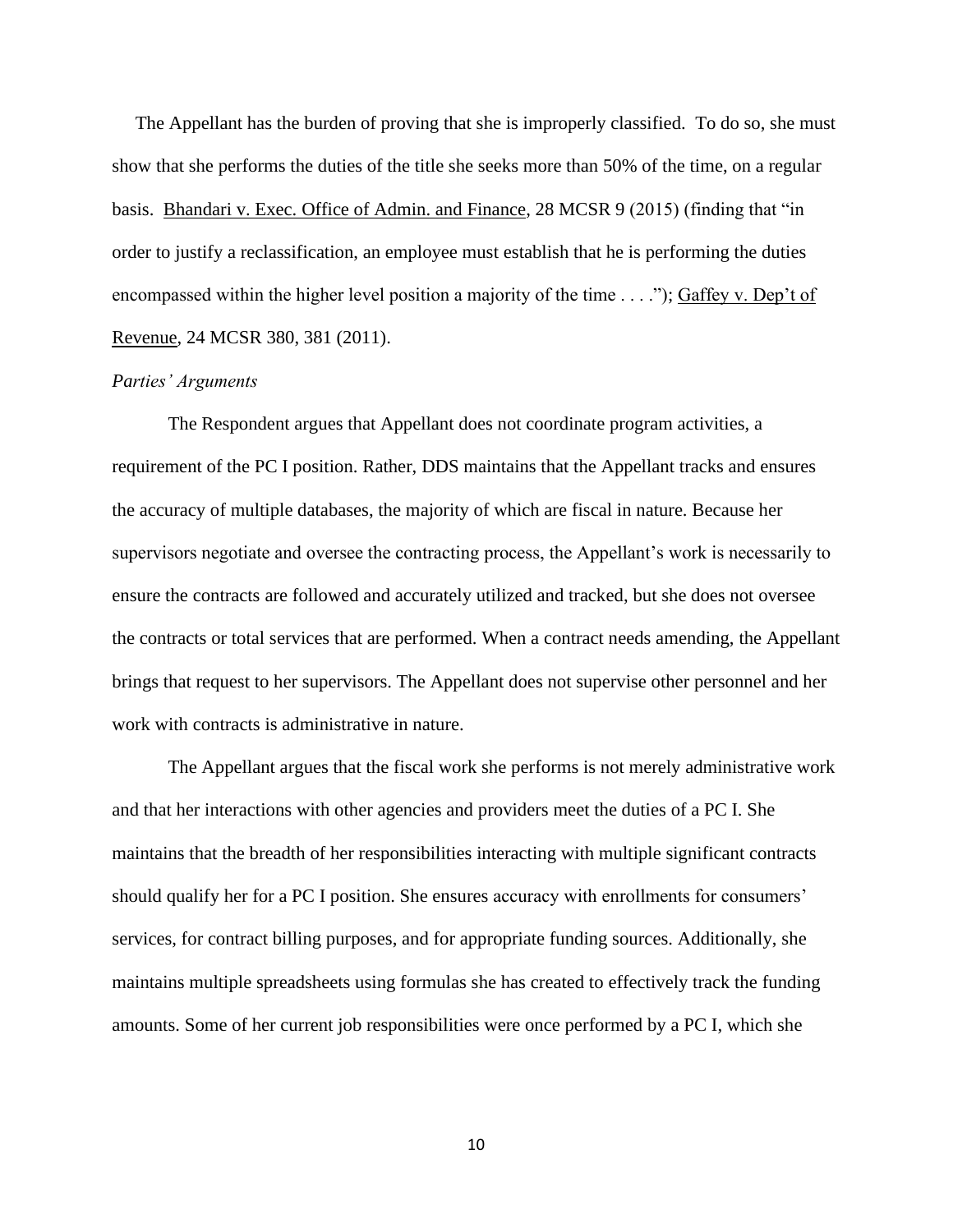The Appellant has the burden of proving that she is improperly classified. To do so, she must show that she performs the duties of the title she seeks more than 50% of the time, on a regular basis. Bhandari v. Exec. Office of Admin. and Finance, 28 MCSR 9 (2015) (finding that "in order to justify a reclassification, an employee must establish that he is performing the duties encompassed within the higher level position a majority of the time . . . ."); Gaffey v. Dep't of Revenue, 24 MCSR 380, 381 (2011).

*Parties' Arguments*

The Respondent argues that Appellant does not coordinate program activities, a requirement of the PC I position. Rather, DDS maintains that the Appellant tracks and ensures the accuracy of multiple databases, the majority of which are fiscal in nature. Because her supervisors negotiate and oversee the contracting process, the Appellant's work is necessarily to ensure the contracts are followed and accurately utilized and tracked, but she does not oversee the contracts or total services that are performed. When a contract needs amending, the Appellant brings that request to her supervisors. The Appellant does not supervise other personnel and her work with contracts is administrative in nature.

The Appellant argues that the fiscal work she performs is not merely administrative work and that her interactions with other agencies and providers meet the duties of a PC I. She maintains that the breadth of her responsibilities interacting with multiple significant contracts should qualify her for a PC I position. She ensures accuracy with enrollments for consumers' services, for contract billing purposes, and for appropriate funding sources. Additionally, she maintains multiple spreadsheets using formulas she has created to effectively track the funding amounts. Some of her current job responsibilities were once performed by a PC I, which she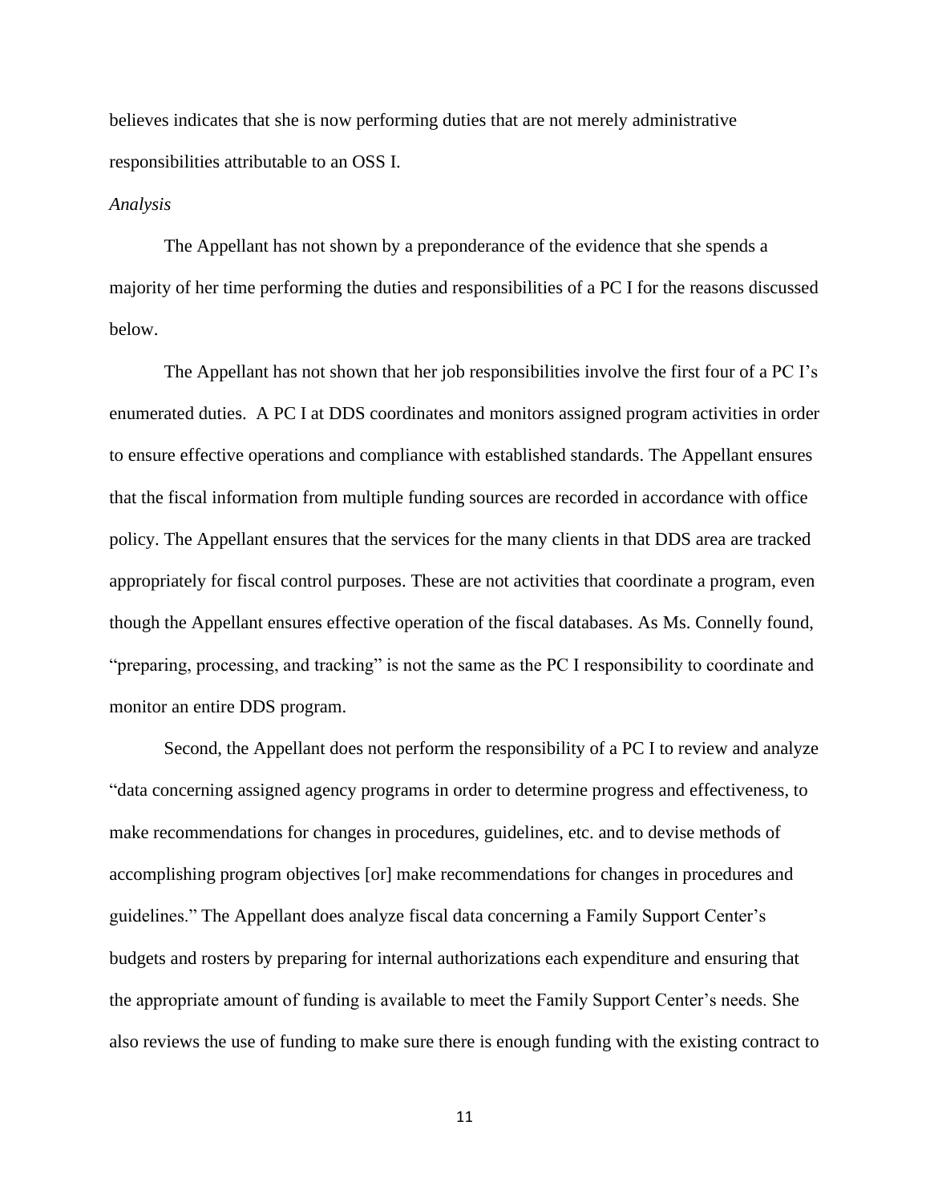believes indicates that she is now performing duties that are not merely administrative responsibilities attributable to an OSS I.

*Analysis*

The Appellant has not shown by a preponderance of the evidence that she spends a majority of her time performing the duties and responsibilities of a PC I for the reasons discussed below.

The Appellant has not shown that her job responsibilities involve the first four of a PC I's enumerated duties. A PC I at DDS coordinates and monitors assigned program activities in order to ensure effective operations and compliance with established standards. The Appellant ensures that the fiscal information from multiple funding sources are recorded in accordance with office policy. The Appellant ensures that the services for the many clients in that DDS area are tracked appropriately for fiscal control purposes. These are not activities that coordinate a program, even though the Appellant ensures effective operation of the fiscal databases. As Ms. Connelly found, "preparing, processing, and tracking" is not the same as the PC I responsibility to coordinate and monitor an entire DDS program.

Second, the Appellant does not perform the responsibility of a PC I to review and analyze "data concerning assigned agency programs in order to determine progress and effectiveness, to make recommendations for changes in procedures, guidelines, etc. and to devise methods of accomplishing program objectives [or] make recommendations for changes in procedures and guidelines." The Appellant does analyze fiscal data concerning a Family Support Center's budgets and rosters by preparing for internal authorizations each expenditure and ensuring that the appropriate amount of funding is available to meet the Family Support Center's needs. She also reviews the use of funding to make sure there is enough funding with the existing contract to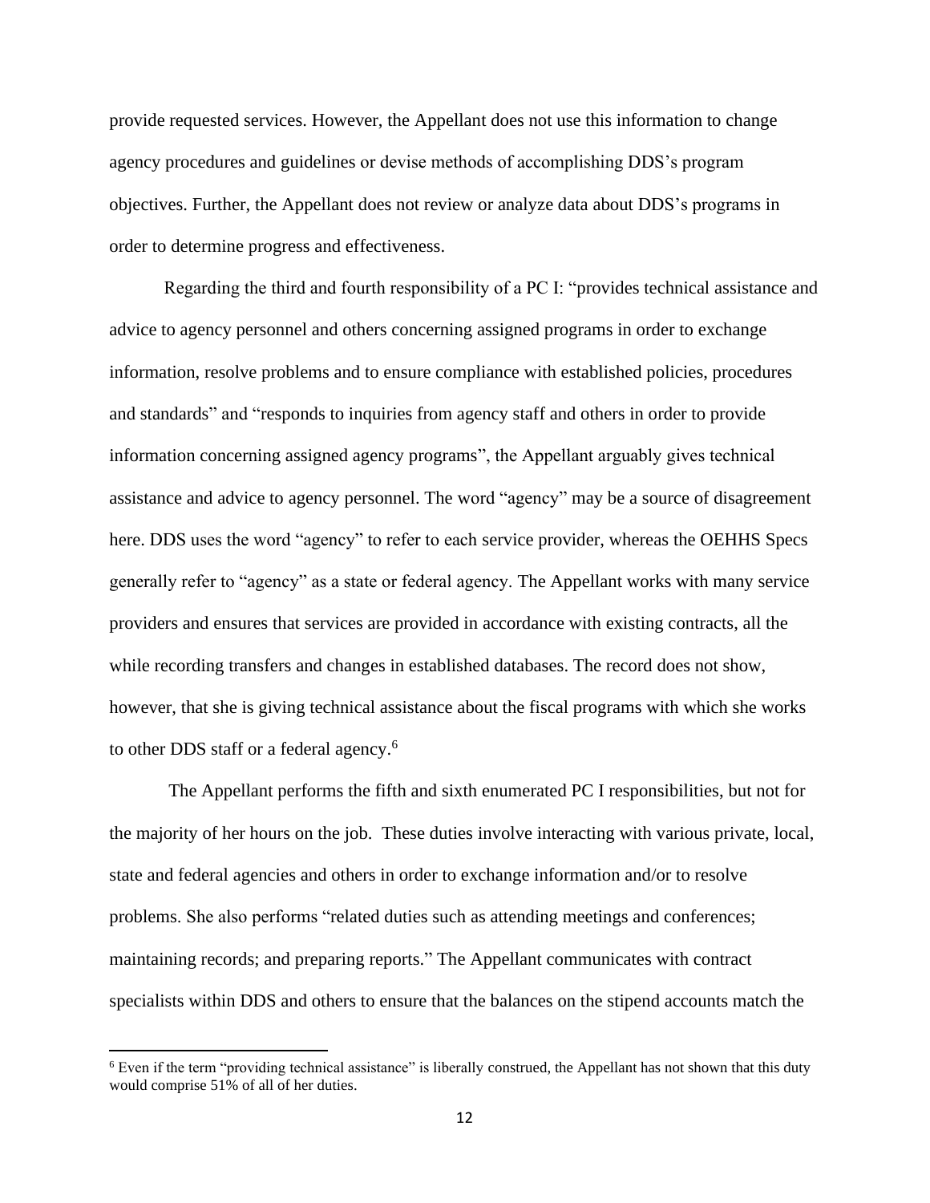provide requested services. However, the Appellant does not use this information to change agency procedures and guidelines or devise methods of accomplishing DDS's program objectives. Further, the Appellant does not review or analyze data about DDS's programs in order to determine progress and effectiveness.

Regarding the third and fourth responsibility of a PC I: "provides technical assistance and advice to agency personnel and others concerning assigned programs in order to exchange information, resolve problems and to ensure compliance with established policies, procedures and standards" and "responds to inquiries from agency staff and others in order to provide information concerning assigned agency programs", the Appellant arguably gives technical assistance and advice to agency personnel. The word "agency" may be a source of disagreement here. DDS uses the word "agency" to refer to each service provider, whereas the OEHHS Specs generally refer to "agency" as a state or federal agency. The Appellant works with many service providers and ensures that services are provided in accordance with existing contracts, all the while recording transfers and changes in established databases. The record does not show, however, that she is giving technical assistance about the fiscal programs with which she works to other DDS staff or a federal agency.[6]

The Appellant performs the fifth and sixth enumerated PC I responsibilities, but not for the majority of her hours on the job. These duties involve interacting with various private, local, state and federal agencies and others in order to exchange information and/or to resolve problems. She also performs "related duties such as attending meetings and conferences; maintaining records; and preparing reports." The Appellant communicates with contract specialists within DDS and others to ensure that the balances on the stipend accounts match the

[6] Even if the term "providing technical assistance" is liberally construed, the Appellant has not shown that this duty would comprise 51% of all of her duties.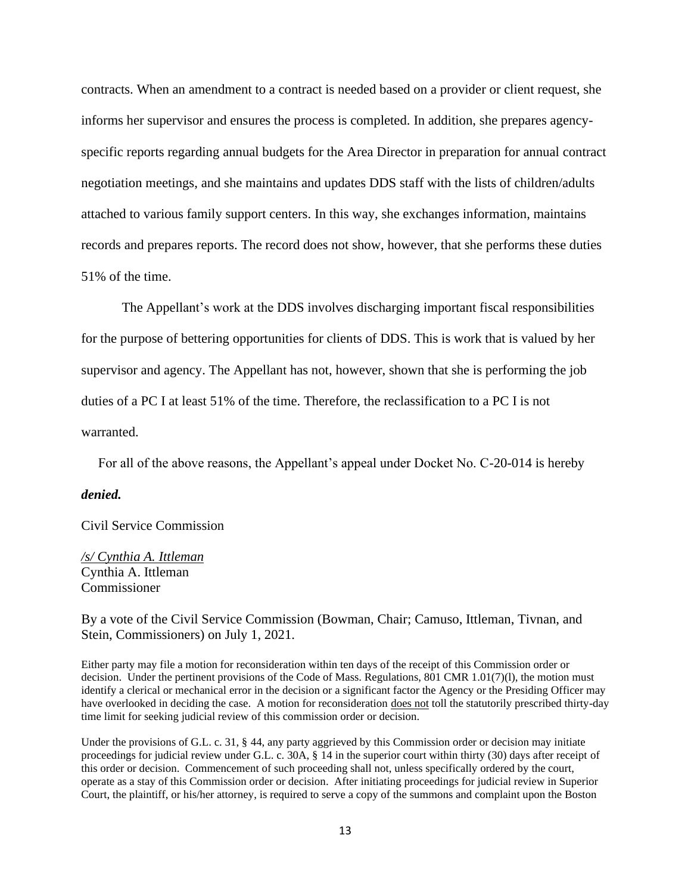contracts. When an amendment to a contract is needed based on a provider or client request, she informs her supervisor and ensures the process is completed. In addition, she prepares agency-specific reports regarding annual budgets for the Area Director in preparation for annual contract negotiation meetings, and she maintains and updates DDS staff with the lists of children/adults attached to various family support centers. In this way, she exchanges information, maintains records and prepares reports. The record does not show, however, that she performs these duties 51% of the time.

The Appellant's work at the DDS involves discharging important fiscal responsibilities for the purpose of bettering opportunities for clients of DDS. This is work that is valued by her supervisor and agency. The Appellant has not, however, shown that she is performing the job duties of a PC I at least 51% of the time. Therefore, the reclassification to a PC I is not warranted.

For all of the above reasons, the Appellant's appeal under Docket No. C-20-014 is hereby ***denied.***

Civil Service Commission

*/s/ Cynthia A. Ittleman*
Cynthia A. Ittleman
Commissioner

By a vote of the Civil Service Commission (Bowman, Chair; Camuso, Ittleman, Tivnan, and Stein, Commissioners) on July 1, 2021.

Either party may file a motion for reconsideration within ten days of the receipt of this Commission order or decision. Under the pertinent provisions of the Code of Mass. Regulations, 801 CMR 1.01(7)(l), the motion must identify a clerical or mechanical error in the decision or a significant factor the Agency or the Presiding Officer may have overlooked in deciding the case. A motion for reconsideration does not toll the statutorily prescribed thirty-day time limit for seeking judicial review of this commission order or decision.

Under the provisions of G.L. c. 31, § 44, any party aggrieved by this Commission order or decision may initiate proceedings for judicial review under G.L. c. 30A, § 14 in the superior court within thirty (30) days after receipt of this order or decision. Commencement of such proceeding shall not, unless specifically ordered by the court, operate as a stay of this Commission order or decision. After initiating proceedings for judicial review in Superior Court, the plaintiff, or his/her attorney, is required to serve a copy of the summons and complaint upon the Boston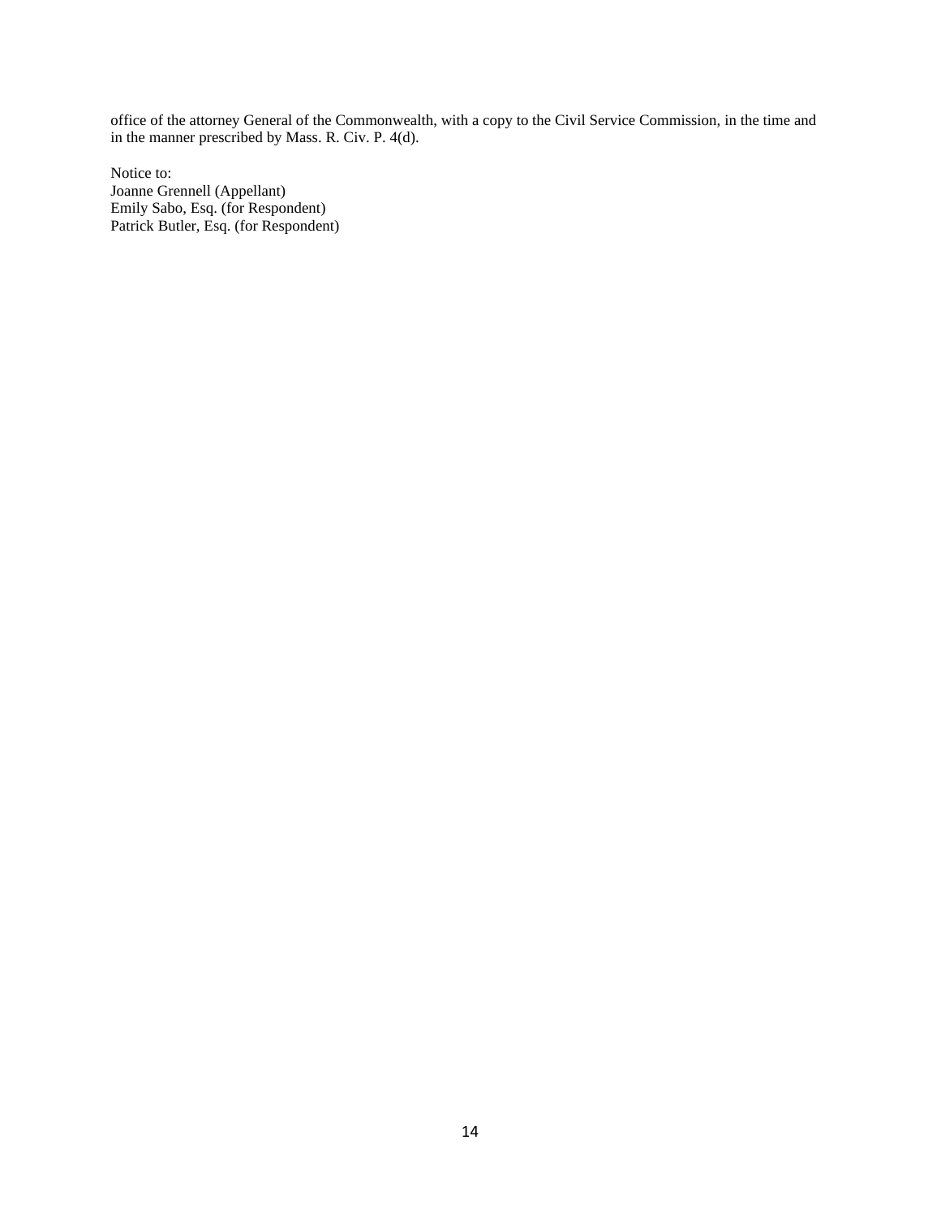office of the attorney General of the Commonwealth, with a copy to the Civil Service Commission, in the time and in the manner prescribed by Mass. R. Civ. P. 4(d).

Notice to:  
Joanne Grennell (Appellant)  
Emily Sabo, Esq. (for Respondent)  
Patrick Butler, Esq. (for Respondent)